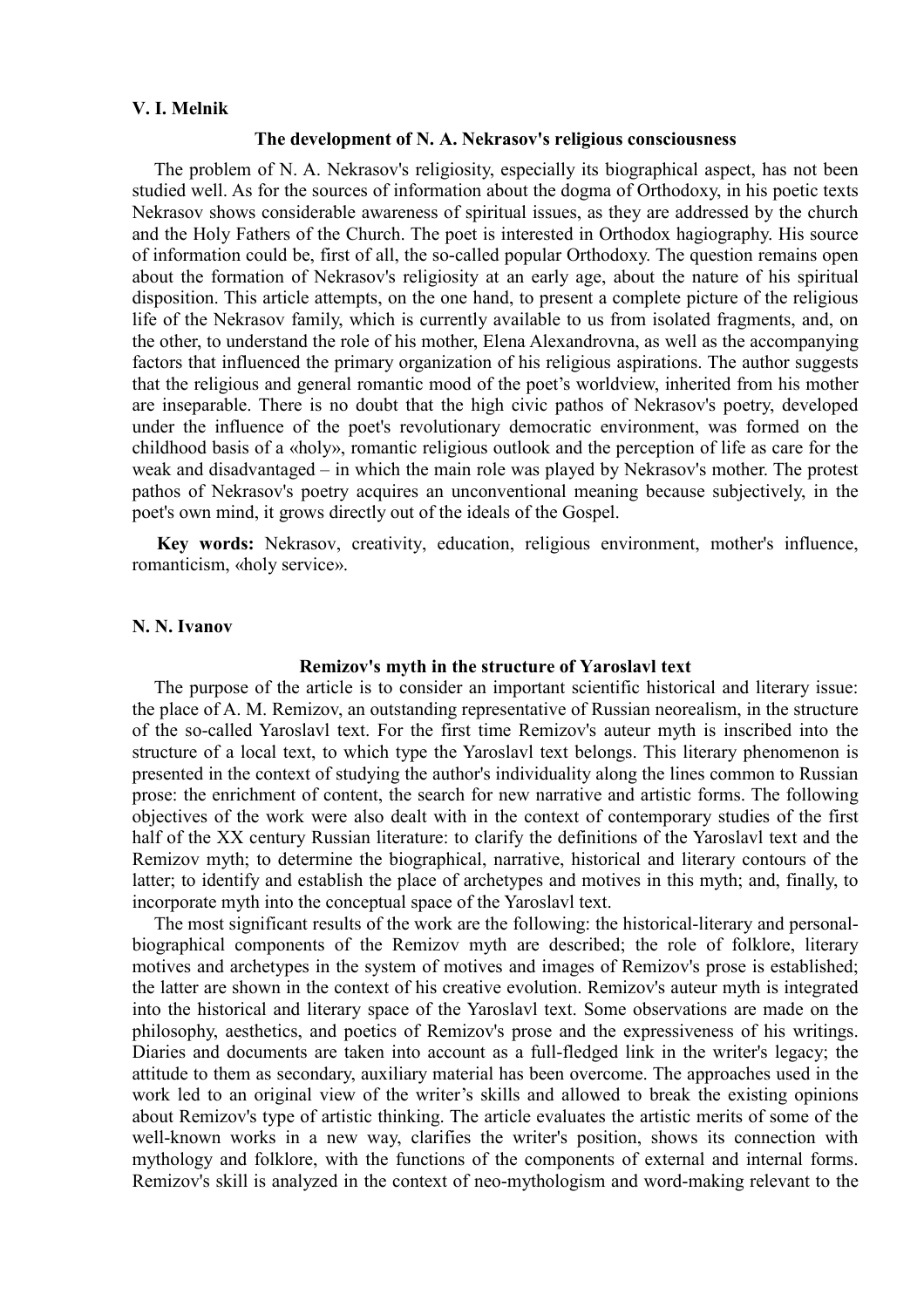**V. I. Melnik**

### The development of N. A. Nekrasov's religious consciousness

The problem of N. A. Nekrasov's religiosity, especially its biographical aspect, has not been studied well. As for the sources of information about the dogma of Orthodoxy, in his poetic texts Nekrasov shows considerable awareness of spiritual issues, as they are addressed by the church and the Holy Fathers of the Church. The poet is interested in Orthodox hagiography. His source of information could be, first of all, the so-called popular Orthodoxy. The question remains open about the formation of Nekrasov's religiosity at an early age, about the nature of his spiritual disposition. This article attempts, on the one hand, to present a complete picture of the religious life of the Nekrasov family, which is currently available to us from isolated fragments, and, on the other, to understand the role of his mother, Elena Alexandrovna, as well as the accompanying factors that influenced the primary organization of his religious aspirations. The author suggests that the religious and general romantic mood of the poet's worldview, inherited from his mother are inseparable. There is no doubt that the high civic pathos of Nekrasov's poetry, developed under the influence of the poet's revolutionary democratic environment, was formed on the childhood basis of a «holy», romantic religious outlook and the perception of life as care for the weak and disadvantaged – in which the main role was played by Nekrasov's mother. The protest pathos of Nekrasov's poetry acquires an unconventional meaning because subjectively, in the poet's own mind, it grows directly out of the ideals of the Gospel.

**Key words:** Nekrasov, creativity, education, religious environment, mother's influence, romanticism, «holy service».

**N. N. Ivanov**

### Remizov's myth in the structure of Yaroslavl text

The purpose of the article is to consider an important scientific historical and literary issue: the place of A. M. Remizov, an outstanding representative of Russian neorealism, in the structure of the so-called Yaroslavl text. For the first time Remizov's auteur myth is inscribed into the structure of a local text, to which type the Yaroslavl text belongs. This literary phenomenon is presented in the context of studying the author's individuality along the lines common to Russian prose: the enrichment of content, the search for new narrative and artistic forms. The following objectives of the work were also dealt with in the context of contemporary studies of the first half of the XX century Russian literature: to clarify the definitions of the Yaroslavl text and the Remizov myth; to determine the biographical, narrative, historical and literary contours of the latter; to identify and establish the place of archetypes and motives in this myth; and, finally, to incorporate myth into the conceptual space of the Yaroslavl text.

The most significant results of the work are the following: the historical-literary and personal-biographical components of the Remizov myth are described; the role of folklore, literary motives and archetypes in the system of motives and images of Remizov's prose is established; the latter are shown in the context of his creative evolution. Remizov's auteur myth is integrated into the historical and literary space of the Yaroslavl text. Some observations are made on the philosophy, aesthetics, and poetics of Remizov's prose and the expressiveness of his writings. Diaries and documents are taken into account as a full-fledged link in the writer's legacy; the attitude to them as secondary, auxiliary material has been overcome. The approaches used in the work led to an original view of the writer's skills and allowed to break the existing opinions about Remizov's type of artistic thinking. The article evaluates the artistic merits of some of the well-known works in a new way, clarifies the writer's position, shows its connection with mythology and folklore, with the functions of the components of external and internal forms. Remizov's skill is analyzed in the context of neo-mythologism and word-making relevant to the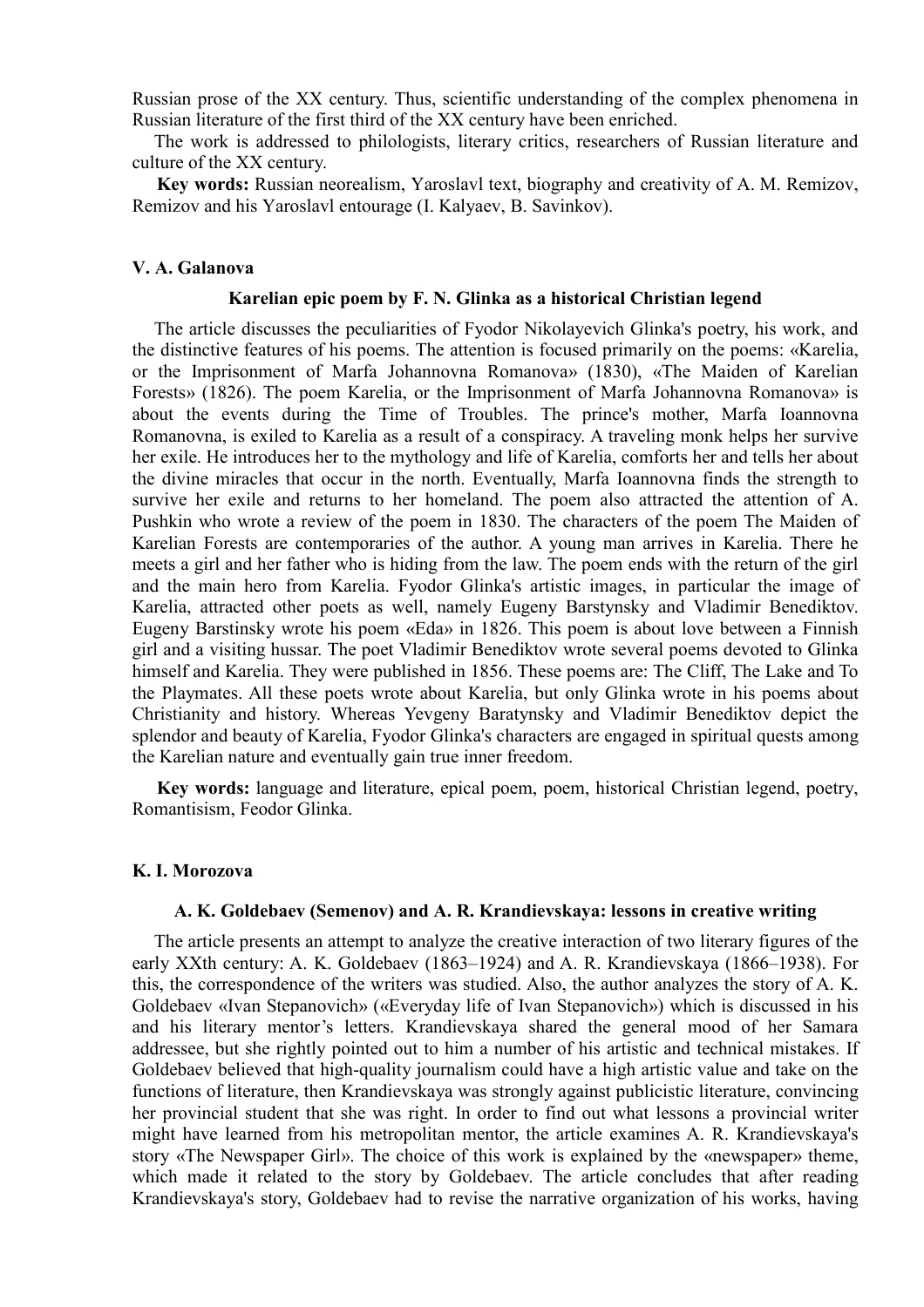Russian prose of the XX century. Thus, scientific understanding of the complex phenomena in Russian literature of the first third of the XX century have been enriched.

The work is addressed to philologists, literary critics, researchers of Russian literature and culture of the XX century.

**Key words:** Russian neorealism, Yaroslavl text, biography and creativity of A. M. Remizov, Remizov and his Yaroslavl entourage (I. Kalyaev, B. Savinkov).

**V. A. Galanova**

### Karelian epic poem by F. N. Glinka as a historical Christian legend

The article discusses the peculiarities of Fyodor Nikolayevich Glinka's poetry, his work, and the distinctive features of his poems. The attention is focused primarily on the poems: «Karelia, or the Imprisonment of Marfa Johannovna Romanova» (1830), «The Maiden of Karelian Forests» (1826). The poem Karelia, or the Imprisonment of Marfa Johannovna Romanova» is about the events during the Time of Troubles. The prince's mother, Marfa Ioannovna Romanovna, is exiled to Karelia as a result of a conspiracy. A traveling monk helps her survive her exile. He introduces her to the mythology and life of Karelia, comforts her and tells her about the divine miracles that occur in the north. Eventually, Marfa Ioannovna finds the strength to survive her exile and returns to her homeland. The poem also attracted the attention of A. Pushkin who wrote a review of the poem in 1830. The characters of the poem The Maiden of Karelian Forests are contemporaries of the author. A young man arrives in Karelia. There he meets a girl and her father who is hiding from the law. The poem ends with the return of the girl and the main hero from Karelia. Fyodor Glinka's artistic images, in particular the image of Karelia, attracted other poets as well, namely Eugeny Barstynsky and Vladimir Benediktov. Eugeny Barstinsky wrote his poem «Eda» in 1826. This poem is about love between a Finnish girl and a visiting hussar. The poet Vladimir Benediktov wrote several poems devoted to Glinka himself and Karelia. They were published in 1856. These poems are: The Cliff, The Lake and To the Playmates. All these poets wrote about Karelia, but only Glinka wrote in his poems about Christianity and history. Whereas Yevgeny Baratynsky and Vladimir Benediktov depict the splendor and beauty of Karelia, Fyodor Glinka's characters are engaged in spiritual quests among the Karelian nature and eventually gain true inner freedom.

**Key words:** language and literature, epical poem, poem, historical Christian legend, poetry, Romantisism, Feodor Glinka.

**K. I. Morozova**

### A. K. Goldebaev (Semenov) and A. R. Krandievskaya: lessons in creative writing

The article presents an attempt to analyze the creative interaction of two literary figures of the early XXth century: A. K. Goldebaev (1863–1924) and A. R. Krandievskaya (1866–1938). For this, the correspondence of the writers was studied. Also, the author analyzes the story of A. K. Goldebaev «Ivan Stepanovich» («Everyday life of Ivan Stepanovich») which is discussed in his and his literary mentor's letters. Krandievskaya shared the general mood of her Samara addressee, but she rightly pointed out to him a number of his artistic and technical mistakes. If Goldebaev believed that high-quality journalism could have a high artistic value and take on the functions of literature, then Krandievskaya was strongly against publicistic literature, convincing her provincial student that she was right. In order to find out what lessons a provincial writer might have learned from his metropolitan mentor, the article examines A. R. Krandievskaya's story «The Newspaper Girl». The choice of this work is explained by the «newspaper» theme, which made it related to the story by Goldebaev. The article concludes that after reading Krandievskaya's story, Goldebaev had to revise the narrative organization of his works, having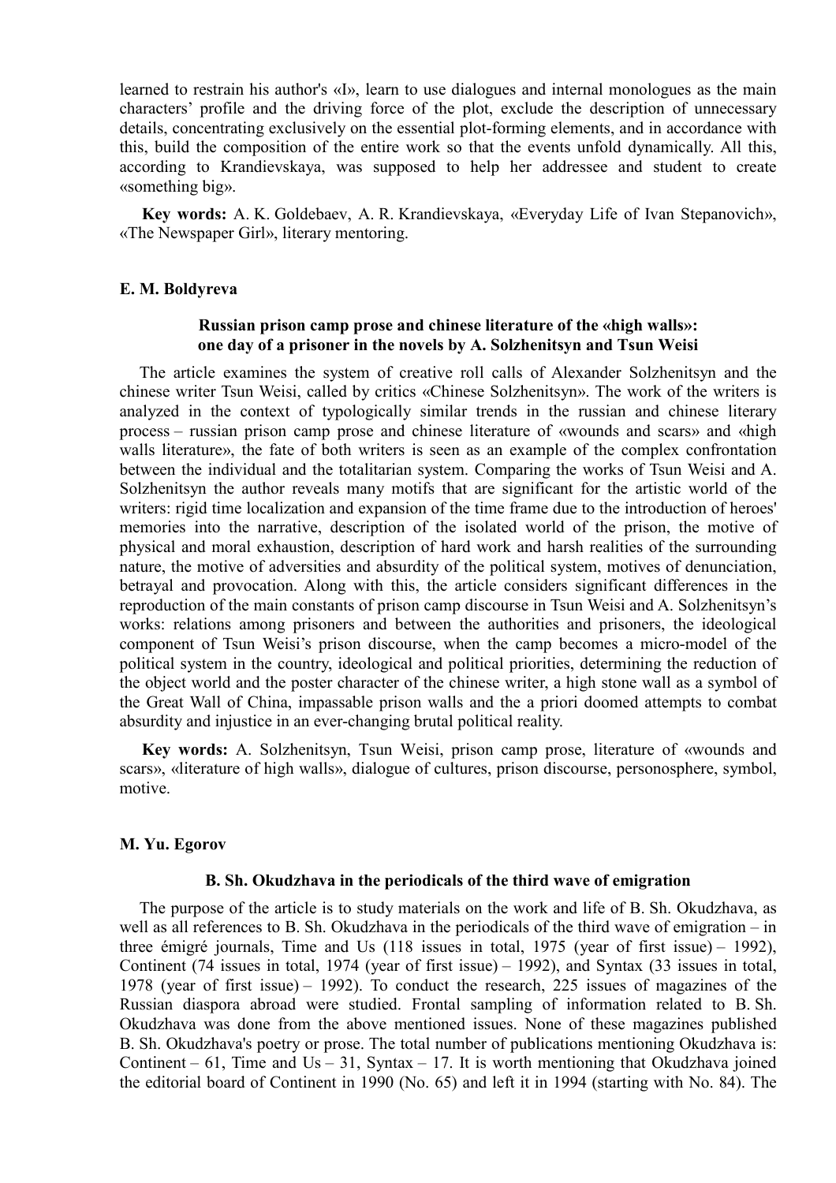learned to restrain his author's «I», learn to use dialogues and internal monologues as the main characters' profile and the driving force of the plot, exclude the description of unnecessary details, concentrating exclusively on the essential plot-forming elements, and in accordance with this, build the composition of the entire work so that the events unfold dynamically. All this, according to Krandievskaya, was supposed to help her addressee and student to create «something big».

**Key words:** A. K. Goldebaev, A. R. Krandievskaya, «Everyday Life of Ivan Stepanovich», «The Newspaper Girl», literary mentoring.

**E. M. Boldyreva**

### Russian prison camp prose and chinese literature of the «high walls»: one day of a prisoner in the novels by A. Solzhenitsyn and Tsun Weisi

The article examines the system of creative roll calls of Alexander Solzhenitsyn and the chinese writer Tsun Weisi, called by critics «Chinese Solzhenitsyn». The work of the writers is analyzed in the context of typologically similar trends in the russian and chinese literary process – russian prison camp prose and chinese literature of «wounds and scars» and «high walls literature», the fate of both writers is seen as an example of the complex confrontation between the individual and the totalitarian system. Comparing the works of Tsun Weisi and A. Solzhenitsyn the author reveals many motifs that are significant for the artistic world of the writers: rigid time localization and expansion of the time frame due to the introduction of heroes' memories into the narrative, description of the isolated world of the prison, the motive of physical and moral exhaustion, description of hard work and harsh realities of the surrounding nature, the motive of adversities and absurdity of the political system, motives of denunciation, betrayal and provocation. Along with this, the article considers significant differences in the reproduction of the main constants of prison camp discourse in Tsun Weisi and A. Solzhenitsyn's works: relations among prisoners and between the authorities and prisoners, the ideological component of Tsun Weisi's prison discourse, when the camp becomes a micro-model of the political system in the country, ideological and political priorities, determining the reduction of the object world and the poster character of the chinese writer, a high stone wall as a symbol of the Great Wall of China, impassable prison walls and the a priori doomed attempts to combat absurdity and injustice in an ever-changing brutal political reality.

**Key words:** A. Solzhenitsyn, Tsun Weisi, prison camp prose, literature of «wounds and scars», «literature of high walls», dialogue of cultures, prison discourse, personosphere, symbol, motive.

**M. Yu. Egorov**

### B. Sh. Okudzhava in the periodicals of the third wave of emigration

The purpose of the article is to study materials on the work and life of B. Sh. Okudzhava, as well as all references to B. Sh. Okudzhava in the periodicals of the third wave of emigration – in three émigré journals, Time and Us (118 issues in total, 1975 (year of first issue) – 1992), Continent (74 issues in total, 1974 (year of first issue) – 1992), and Syntax (33 issues in total, 1978 (year of first issue) – 1992). To conduct the research, 225 issues of magazines of the Russian diaspora abroad were studied. Frontal sampling of information related to B. Sh. Okudzhava was done from the above mentioned issues. None of these magazines published B. Sh. Okudzhava's poetry or prose. The total number of publications mentioning Okudzhava is: Continent – 61, Time and Us – 31, Syntax – 17. It is worth mentioning that Okudzhava joined the editorial board of Continent in 1990 (No. 65) and left it in 1994 (starting with No. 84). The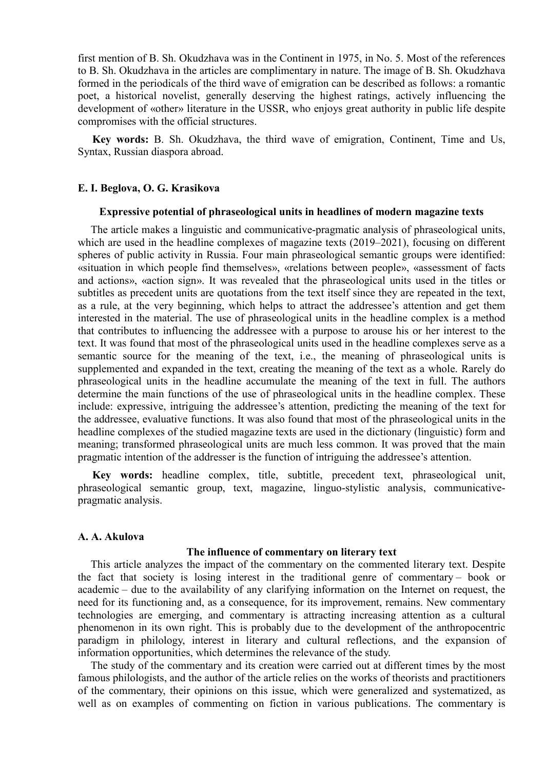first mention of B. Sh. Okudzhava was in the Continent in 1975, in No. 5. Most of the references to B. Sh. Okudzhava in the articles are complimentary in nature. The image of B. Sh. Okudzhava formed in the periodicals of the third wave of emigration can be described as follows: a romantic poet, a historical novelist, generally deserving the highest ratings, actively influencing the development of «other» literature in the USSR, who enjoys great authority in public life despite compromises with the official structures.

**Key words:** B. Sh. Okudzhava, the third wave of emigration, Continent, Time and Us, Syntax, Russian diaspora abroad.

**E. I. Beglova, O. G. Krasikova**

### Expressive potential of phraseological units in headlines of modern magazine texts

The article makes a linguistic and communicative-pragmatic analysis of phraseological units, which are used in the headline complexes of magazine texts (2019–2021), focusing on different spheres of public activity in Russia. Four main phraseological semantic groups were identified: «situation in which people find themselves», «relations between people», «assessment of facts and actions», «action sign». It was revealed that the phraseological units used in the titles or subtitles as precedent units are quotations from the text itself since they are repeated in the text, as a rule, at the very beginning, which helps to attract the addressee's attention and get them interested in the material. The use of phraseological units in the headline complex is a method that contributes to influencing the addressee with a purpose to arouse his or her interest to the text. It was found that most of the phraseological units used in the headline complexes serve as a semantic source for the meaning of the text, i.e., the meaning of phraseological units is supplemented and expanded in the text, creating the meaning of the text as a whole. Rarely do phraseological units in the headline accumulate the meaning of the text in full. The authors determine the main functions of the use of phraseological units in the headline complex. These include: expressive, intriguing the addressee's attention, predicting the meaning of the text for the addressee, evaluative functions. It was also found that most of the phraseological units in the headline complexes of the studied magazine texts are used in the dictionary (linguistic) form and meaning; transformed phraseological units are much less common. It was proved that the main pragmatic intention of the addresser is the function of intriguing the addressee's attention.

**Key words:** headline complex, title, subtitle, precedent text, phraseological unit, phraseological semantic group, text, magazine, linguo-stylistic analysis, communicative-pragmatic analysis.

**A. A. Akulova**

### The influence of commentary on literary text

This article analyzes the impact of the commentary on the commented literary text. Despite the fact that society is losing interest in the traditional genre of commentary – book or academic – due to the availability of any clarifying information on the Internet on request, the need for its functioning and, as a consequence, for its improvement, remains. New commentary technologies are emerging, and commentary is attracting increasing attention as a cultural phenomenon in its own right. This is probably due to the development of the anthropocentric paradigm in philology, interest in literary and cultural reflections, and the expansion of information opportunities, which determines the relevance of the study.

The study of the commentary and its creation were carried out at different times by the most famous philologists, and the author of the article relies on the works of theorists and practitioners of the commentary, their opinions on this issue, which were generalized and systematized, as well as on examples of commenting on fiction in various publications. The commentary is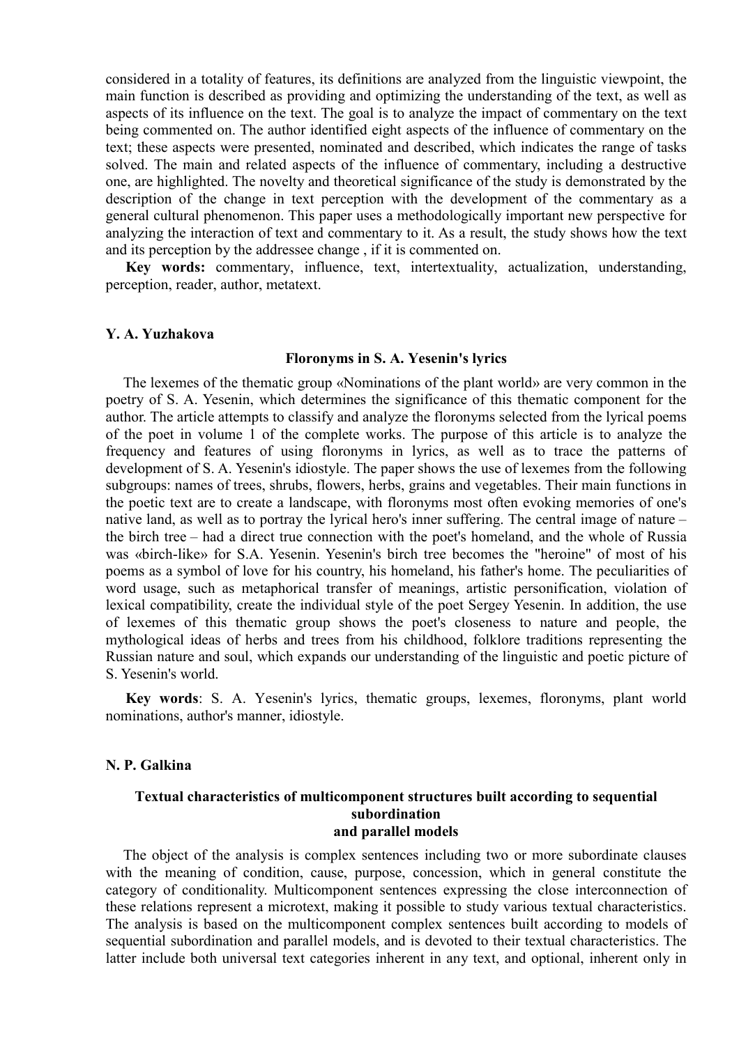considered in a totality of features, its definitions are analyzed from the linguistic viewpoint, the main function is described as providing and optimizing the understanding of the text, as well as aspects of its influence on the text. The goal is to analyze the impact of commentary on the text being commented on. The author identified eight aspects of the influence of commentary on the text; these aspects were presented, nominated and described, which indicates the range of tasks solved. The main and related aspects of the influence of commentary, including a destructive one, are highlighted. The novelty and theoretical significance of the study is demonstrated by the description of the change in text perception with the development of the commentary as a general cultural phenomenon. This paper uses a methodologically important new perspective for analyzing the interaction of text and commentary to it. As a result, the study shows how the text and its perception by the addressee change , if it is commented on.

**Key words:** commentary, influence, text, intertextuality, actualization, understanding, perception, reader, author, metatext.

**Y. A. Yuzhakova**

### Floronyms in S. A. Yesenin's lyrics

The lexemes of the thematic group «Nominations of the plant world» are very common in the poetry of S. A. Yesenin, which determines the significance of this thematic component for the author. The article attempts to classify and analyze the floronyms selected from the lyrical poems of the poet in volume 1 of the complete works. The purpose of this article is to analyze the frequency and features of using floronyms in lyrics, as well as to trace the patterns of development of S. A. Yesenin's idiostyle. The paper shows the use of lexemes from the following subgroups: names of trees, shrubs, flowers, herbs, grains and vegetables. Their main functions in the poetic text are to create a landscape, with floronyms most often evoking memories of one's native land, as well as to portray the lyrical hero's inner suffering. The central image of nature – the birch tree – had a direct true connection with the poet's homeland, and the whole of Russia was «birch-like» for S.A. Yesenin. Yesenin's birch tree becomes the "heroine" of most of his poems as a symbol of love for his country, his homeland, his father's home. The peculiarities of word usage, such as metaphorical transfer of meanings, artistic personification, violation of lexical compatibility, create the individual style of the poet Sergey Yesenin. In addition, the use of lexemes of this thematic group shows the poet's closeness to nature and people, the mythological ideas of herbs and trees from his childhood, folklore traditions representing the Russian nature and soul, which expands our understanding of the linguistic and poetic picture of S. Yesenin's world.

**Key words**: S. A. Yesenin's lyrics, thematic groups, lexemes, floronyms, plant world nominations, author's manner, idiostyle.

**N. P. Galkina**

### Textual characteristics of multicomponent structures built according to sequential subordination and parallel models

The object of the analysis is complex sentences including two or more subordinate clauses with the meaning of condition, cause, purpose, concession, which in general constitute the category of conditionality. Multicomponent sentences expressing the close interconnection of these relations represent a microtext, making it possible to study various textual characteristics. The analysis is based on the multicomponent complex sentences built according to models of sequential subordination and parallel models, and is devoted to their textual characteristics. The latter include both universal text categories inherent in any text, and optional, inherent only in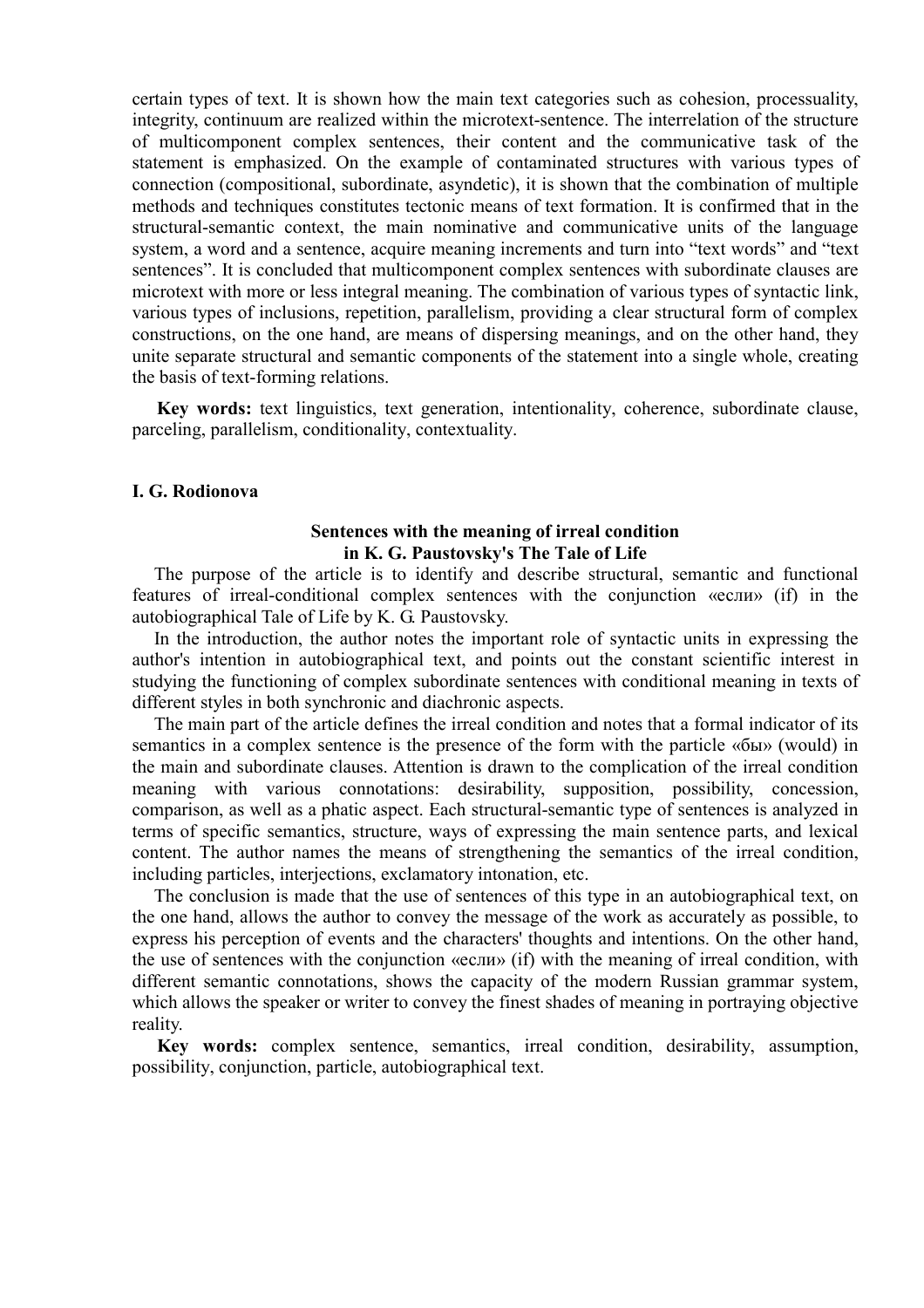certain types of text. It is shown how the main text categories such as cohesion, processuality, integrity, continuum are realized within the microtext-sentence. The interrelation of the structure of multicomponent complex sentences, their content and the communicative task of the statement is emphasized. On the example of contaminated structures with various types of connection (compositional, subordinate, asyndetic), it is shown that the combination of multiple methods and techniques constitutes tectonic means of text formation. It is confirmed that in the structural-semantic context, the main nominative and communicative units of the language system, a word and a sentence, acquire meaning increments and turn into "text words" and "text sentences". It is concluded that multicomponent complex sentences with subordinate clauses are microtext with more or less integral meaning. The combination of various types of syntactic link, various types of inclusions, repetition, parallelism, providing a clear structural form of complex constructions, on the one hand, are means of dispersing meanings, and on the other hand, they unite separate structural and semantic components of the statement into a single whole, creating the basis of text-forming relations.

**Key words:** text linguistics, text generation, intentionality, coherence, subordinate clause, parceling, parallelism, conditionality, contextuality.

**I. G. Rodionova**

### Sentences with the meaning of irreal condition in K. G. Paustovsky's The Tale of Life

The purpose of the article is to identify and describe structural, semantic and functional features of irreal-conditional complex sentences with the conjunction «если» (if) in the autobiographical Tale of Life by K. G. Paustovsky.

In the introduction, the author notes the important role of syntactic units in expressing the author's intention in autobiographical text, and points out the constant scientific interest in studying the functioning of complex subordinate sentences with conditional meaning in texts of different styles in both synchronic and diachronic aspects.

The main part of the article defines the irreal condition and notes that a formal indicator of its semantics in a complex sentence is the presence of the form with the particle «бы» (would) in the main and subordinate clauses. Attention is drawn to the complication of the irreal condition meaning with various connotations: desirability, supposition, possibility, concession, comparison, as well as a phatic aspect. Each structural-semantic type of sentences is analyzed in terms of specific semantics, structure, ways of expressing the main sentence parts, and lexical content. The author names the means of strengthening the semantics of the irreal condition, including particles, interjections, exclamatory intonation, etc.

The conclusion is made that the use of sentences of this type in an autobiographical text, on the one hand, allows the author to convey the message of the work as accurately as possible, to express his perception of events and the characters' thoughts and intentions. On the other hand, the use of sentences with the conjunction «если» (if) with the meaning of irreal condition, with different semantic connotations, shows the capacity of the modern Russian grammar system, which allows the speaker or writer to convey the finest shades of meaning in portraying objective reality.

**Key words:** complex sentence, semantics, irreal condition, desirability, assumption, possibility, conjunction, particle, autobiographical text.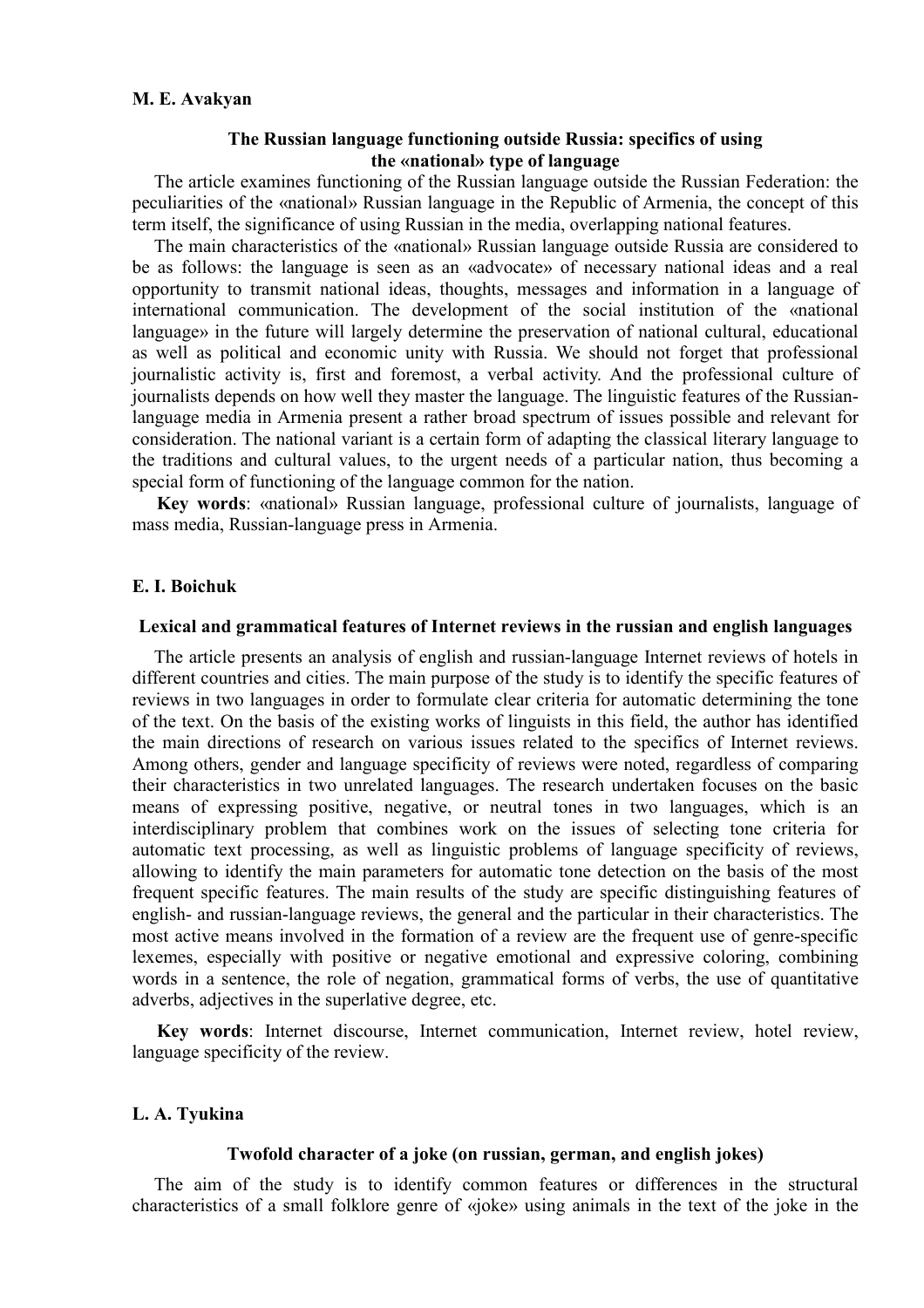**M. E. Avakyan**

### The Russian language functioning outside Russia: specifics of using the «national» type of language

The article examines functioning of the Russian language outside the Russian Federation: the peculiarities of the «national» Russian language in the Republic of Armenia, the concept of this term itself, the significance of using Russian in the media, overlapping national features.

The main characteristics of the «national» Russian language outside Russia are considered to be as follows: the language is seen as an «advocate» of necessary national ideas and a real opportunity to transmit national ideas, thoughts, messages and information in a language of international communication. The development of the social institution of the «national language» in the future will largely determine the preservation of national cultural, educational as well as political and economic unity with Russia. We should not forget that professional journalistic activity is, first and foremost, a verbal activity. And the professional culture of journalists depends on how well they master the language. The linguistic features of the Russian-language media in Armenia present a rather broad spectrum of issues possible and relevant for consideration. The national variant is a certain form of adapting the classical literary language to the traditions and cultural values, to the urgent needs of a particular nation, thus becoming a special form of functioning of the language common for the nation.

**Key words**: «national» Russian language, professional culture of journalists, language of mass media, Russian-language press in Armenia.

**E. I. Boichuk**

### Lexical and grammatical features of Internet reviews in the russian and english languages

The article presents an analysis of english and russian-language Internet reviews of hotels in different countries and cities. The main purpose of the study is to identify the specific features of reviews in two languages in order to formulate clear criteria for automatic determining the tone of the text. On the basis of the existing works of linguists in this field, the author has identified the main directions of research on various issues related to the specifics of Internet reviews. Among others, gender and language specificity of reviews were noted, regardless of comparing their characteristics in two unrelated languages. The research undertaken focuses on the basic means of expressing positive, negative, or neutral tones in two languages, which is an interdisciplinary problem that combines work on the issues of selecting tone criteria for automatic text processing, as well as linguistic problems of language specificity of reviews, allowing to identify the main parameters for automatic tone detection on the basis of the most frequent specific features. The main results of the study are specific distinguishing features of english- and russian-language reviews, the general and the particular in their characteristics. The most active means involved in the formation of a review are the frequent use of genre-specific lexemes, especially with positive or negative emotional and expressive coloring, combining words in a sentence, the role of negation, grammatical forms of verbs, the use of quantitative adverbs, adjectives in the superlative degree, etc.

**Key words**: Internet discourse, Internet communication, Internet review, hotel review, language specificity of the review.

**L. A. Tyukina**

### Twofold character of a joke (on russian, german, and english jokes)

The aim of the study is to identify common features or differences in the structural characteristics of a small folklore genre of «joke» using animals in the text of the joke in the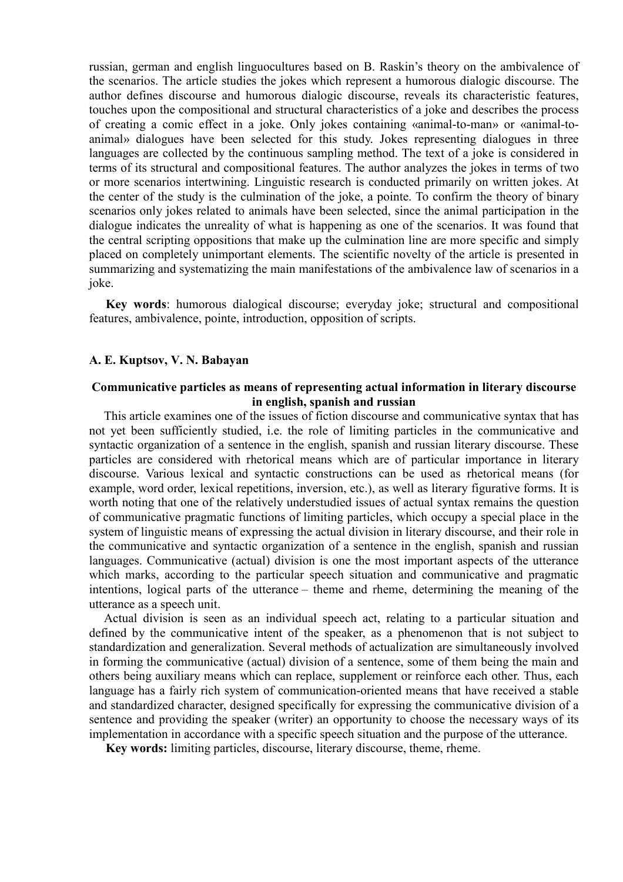russian, german and english linguocultures based on B. Raskin's theory on the ambivalence of the scenarios. The article studies the jokes which represent a humorous dialogic discourse. The author defines discourse and humorous dialogic discourse, reveals its characteristic features, touches upon the compositional and structural characteristics of a joke and describes the process of creating a comic effect in a joke. Only jokes containing «animal-to-man» or «animal-to-animal» dialogues have been selected for this study. Jokes representing dialogues in three languages are collected by the continuous sampling method. The text of a joke is considered in terms of its structural and compositional features. The author analyzes the jokes in terms of two or more scenarios intertwining. Linguistic research is conducted primarily on written jokes. At the center of the study is the culmination of the joke, a pointe. To confirm the theory of binary scenarios only jokes related to animals have been selected, since the animal participation in the dialogue indicates the unreality of what is happening as one of the scenarios. It was found that the central scripting oppositions that make up the culmination line are more specific and simply placed on completely unimportant elements. The scientific novelty of the article is presented in summarizing and systematizing the main manifestations of the ambivalence law of scenarios in a joke.

**Key words**: humorous dialogical discourse; everyday joke; structural and compositional features, ambivalence, pointe, introduction, opposition of scripts.

**A. E. Kuptsov, V. N. Babayan**

### Communicative particles as means of representing actual information in literary discourse in english, spanish and russian

This article examines one of the issues of fiction discourse and communicative syntax that has not yet been sufficiently studied, i.e. the role of limiting particles in the communicative and syntactic organization of a sentence in the english, spanish and russian literary discourse. These particles are considered with rhetorical means which are of particular importance in literary discourse. Various lexical and syntactic constructions can be used as rhetorical means (for example, word order, lexical repetitions, inversion, etc.), as well as literary figurative forms. It is worth noting that one of the relatively understudied issues of actual syntax remains the question of communicative pragmatic functions of limiting particles, which occupy a special place in the system of linguistic means of expressing the actual division in literary discourse, and their role in the communicative and syntactic organization of a sentence in the english, spanish and russian languages. Communicative (actual) division is one the most important aspects of the utterance which marks, according to the particular speech situation and communicative and pragmatic intentions, logical parts of the utterance – theme and rheme, determining the meaning of the utterance as a speech unit.

Actual division is seen as an individual speech act, relating to a particular situation and defined by the communicative intent of the speaker, as a phenomenon that is not subject to standardization and generalization. Several methods of actualization are simultaneously involved in forming the communicative (actual) division of a sentence, some of them being the main and others being auxiliary means which can replace, supplement or reinforce each other. Thus, each language has a fairly rich system of communication-oriented means that have received a stable and standardized character, designed specifically for expressing the communicative division of a sentence and providing the speaker (writer) an opportunity to choose the necessary ways of its implementation in accordance with a specific speech situation and the purpose of the utterance.

**Key words:** limiting particles, discourse, literary discourse, theme, rheme.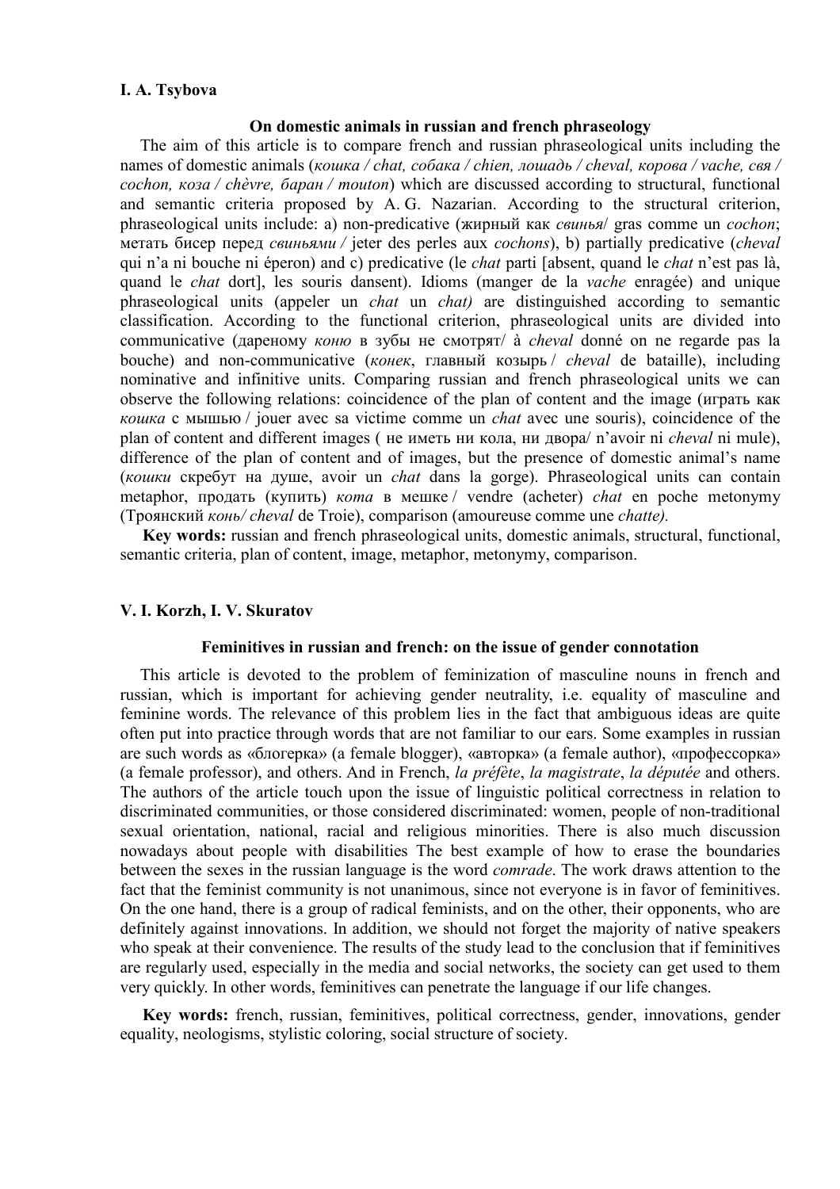**I. A. Tsybova**

### On domestic animals in russian and french phraseology

The aim of this article is to compare french and russian phraseological units including the names of domestic animals (*кошка / chat, собака / chien, лошадь / cheval, корова / vache, свя / cochon, коза / chèvre, баран / mouton*) which are discussed according to structural, functional and semantic criteria proposed by A. G. Nazarian. According to the structural criterion, phraseological units include: a) non-predicative (жирный как *свинья*/ gras comme un *cochon*; метать бисер перед *свиньями /* jeter des perles aux *cochons*), b) partially predicative (*cheval* qui n'a ni bouche ni éperon) and c) predicative (le *chat* parti [absent, quand le *chat* n'est pas là, quand le *chat* dort], les souris dansent). Idioms (manger de la *vache* enragée) and unique phraseological units (appeler un *chat* un *chat)* are distinguished according to semantic classification. According to the functional criterion, phraseological units are divided into communicative (дареному *коню* в зубы не смотрят/ à *cheval* donné on ne regarde pas la bouche) and non-communicative (*конек*, главный козырь / *cheval* de bataille), including nominative and infinitive units. Comparing russian and french phraseological units we can observe the following relations: coincidence of the plan of content and the image (играть как *кошка* с мышью / jouer avec sa victime comme un *chat* avec une souris), coincidence of the plan of content and different images ( не иметь ни кола, ни двора/ n'avoir ni *cheval* ni mule), difference of the plan of content and of images, but the presence of domestic animal's name (*кошки* скребут на душе, avoir un *chat* dans la gorge). Phraseological units can contain metaphor, продать (купить) *кота* в мешке / vendre (acheter) *chat* en poche metonymy (Троянский *конь/ cheval* de Troie), comparison (amoureuse comme une *chatte).*

**Key words:** russian and french phraseological units, domestic animals, structural, functional, semantic criteria, plan of content, image, metaphor, metonymy, comparison.

**V. I. Korzh, I. V. Skuratov**

### Feminitives in russian and french: on the issue of gender connotation

This article is devoted to the problem of feminization of masculine nouns in french and russian, which is important for achieving gender neutrality, i.e. equality of masculine and feminine words. The relevance of this problem lies in the fact that ambiguous ideas are quite often put into practice through words that are not familiar to our ears. Some examples in russian are such words as «блогерка» (a female blogger), «авторка» (a female author), «профессорка» (a female professor), and others. And in French, *la préfète*, *la magistrate*, *la députée* and others. The authors of the article touch upon the issue of linguistic political correctness in relation to discriminated communities, or those considered discriminated: women, people of non-traditional sexual orientation, national, racial and religious minorities. There is also much discussion nowadays about people with disabilities The best example of how to erase the boundaries between the sexes in the russian language is the word *comrade*. The work draws attention to the fact that the feminist community is not unanimous, since not everyone is in favor of feminitives. On the one hand, there is a group of radical feminists, and on the other, their opponents, who are definitely against innovations. In addition, we should not forget the majority of native speakers who speak at their convenience. The results of the study lead to the conclusion that if feminitives are regularly used, especially in the media and social networks, the society can get used to them very quickly. In other words, feminitives can penetrate the language if our life changes.

**Key words:** french, russian, feminitives, political correctness, gender, innovations, gender equality, neologisms, stylistic coloring, social structure of society.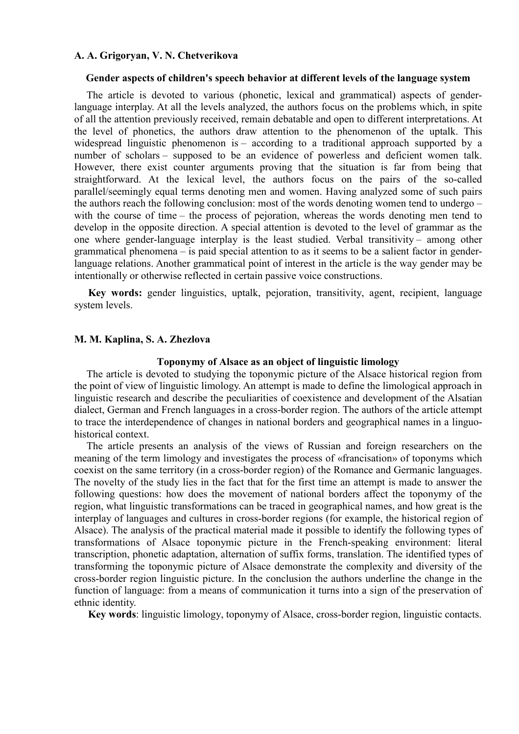**A. A. Grigoryan, V. N. Chetverikova**

### Gender aspects of children's speech behavior at different levels of the language system

The article is devoted to various (phonetic, lexical and grammatical) aspects of gender-language interplay. At all the levels analyzed, the authors focus on the problems which, in spite of all the attention previously received, remain debatable and open to different interpretations. At the level of phonetics, the authors draw attention to the phenomenon of the uptalk. This widespread linguistic phenomenon is – according to a traditional approach supported by a number of scholars – supposed to be an evidence of powerless and deficient women talk. However, there exist counter arguments proving that the situation is far from being that straightforward. At the lexical level, the authors focus on the pairs of the so-called parallel/seemingly equal terms denoting men and women. Having analyzed some of such pairs the authors reach the following conclusion: most of the words denoting women tend to undergo – with the course of time – the process of pejoration, whereas the words denoting men tend to develop in the opposite direction. A special attention is devoted to the level of grammar as the one where gender-language interplay is the least studied. Verbal transitivity – among other grammatical phenomena – is paid special attention to as it seems to be a salient factor in gender-language relations. Another grammatical point of interest in the article is the way gender may be intentionally or otherwise reflected in certain passive voice constructions.

**Key words:** gender linguistics, uptalk, pejoration, transitivity, agent, recipient, language system levels.

**M. M. Kaplina, S. A. Zhezlova**

### Toponymy of Alsace as an object of linguistic limology

The article is devoted to studying the toponymic picture of the Alsace historical region from the point of view of linguistic limology. An attempt is made to define the limological approach in linguistic research and describe the peculiarities of coexistence and development of the Alsatian dialect, German and French languages in a cross-border region. The authors of the article attempt to trace the interdependence of changes in national borders and geographical names in a linguo-historical context.

The article presents an analysis of the views of Russian and foreign researchers on the meaning of the term limology and investigates the process of «francisation» of toponyms which coexist on the same territory (in a cross-border region) of the Romance and Germanic languages. The novelty of the study lies in the fact that for the first time an attempt is made to answer the following questions: how does the movement of national borders affect the toponymy of the region, what linguistic transformations can be traced in geographical names, and how great is the interplay of languages and cultures in cross-border regions (for example, the historical region of Alsace). The analysis of the practical material made it possible to identify the following types of transformations of Alsace toponymic picture in the French-speaking environment: literal transcription, phonetic adaptation, alternation of suffix forms, translation. The identified types of transforming the toponymic picture of Alsace demonstrate the complexity and diversity of the cross-border region linguistic picture. In the conclusion the authors underline the change in the function of language: from a means of communication it turns into a sign of the preservation of ethnic identity.

**Key words**: linguistic limology, toponymy of Alsace, cross-border region, linguistic contacts.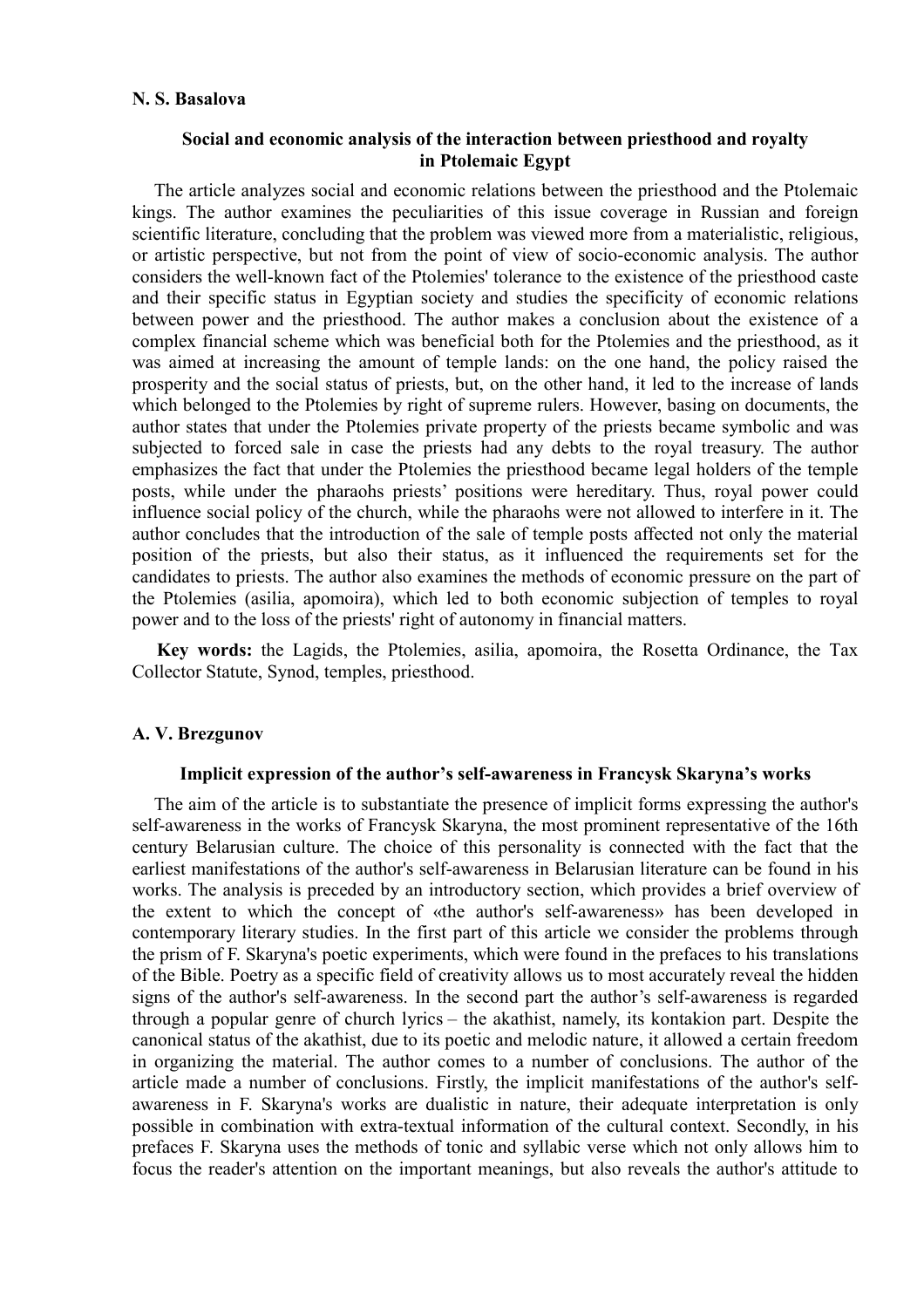**N. S. Basalova**

### Social and economic analysis of the interaction between priesthood and royalty in Ptolemaic Egypt

The article analyzes social and economic relations between the priesthood and the Ptolemaic kings. The author examines the peculiarities of this issue coverage in Russian and foreign scientific literature, concluding that the problem was viewed more from a materialistic, religious, or artistic perspective, but not from the point of view of socio-economic analysis. The author considers the well-known fact of the Ptolemies' tolerance to the existence of the priesthood caste and their specific status in Egyptian society and studies the specificity of economic relations between power and the priesthood. The author makes a conclusion about the existence of a complex financial scheme which was beneficial both for the Ptolemies and the priesthood, as it was aimed at increasing the amount of temple lands: on the one hand, the policy raised the prosperity and the social status of priests, but, on the other hand, it led to the increase of lands which belonged to the Ptolemies by right of supreme rulers. However, basing on documents, the author states that under the Ptolemies private property of the priests became symbolic and was subjected to forced sale in case the priests had any debts to the royal treasury. The author emphasizes the fact that under the Ptolemies the priesthood became legal holders of the temple posts, while under the pharaohs priests' positions were hereditary. Thus, royal power could influence social policy of the church, while the pharaohs were not allowed to interfere in it. The author concludes that the introduction of the sale of temple posts affected not only the material position of the priests, but also their status, as it influenced the requirements set for the candidates to priests. The author also examines the methods of economic pressure on the part of the Ptolemies (asilia, apomoira), which led to both economic subjection of temples to royal power and to the loss of the priests' right of autonomy in financial matters.

**Key words:** the Lagids, the Ptolemies, asilia, apomoira, the Rosetta Ordinance, the Tax Collector Statute, Synod, temples, priesthood.

**A. V. Brezgunov**

### Implicit expression of the author's self-awareness in Francysk Skaryna's works

The aim of the article is to substantiate the presence of implicit forms expressing the author's self-awareness in the works of Francysk Skaryna, the most prominent representative of the 16th century Belarusian culture. The choice of this personality is connected with the fact that the earliest manifestations of the author's self-awareness in Belarusian literature can be found in his works. The analysis is preceded by an introductory section, which provides a brief overview of the extent to which the concept of «the author's self-awareness» has been developed in contemporary literary studies. In the first part of this article we consider the problems through the prism of F. Skaryna's poetic experiments, which were found in the prefaces to his translations of the Bible. Poetry as a specific field of creativity allows us to most accurately reveal the hidden signs of the author's self-awareness. In the second part the author's self-awareness is regarded through a popular genre of church lyrics – the akathist, namely, its kontakion part. Despite the canonical status of the akathist, due to its poetic and melodic nature, it allowed a certain freedom in organizing the material. The author comes to a number of conclusions. The author of the article made a number of conclusions. Firstly, the implicit manifestations of the author's self-awareness in F. Skaryna's works are dualistic in nature, their adequate interpretation is only possible in combination with extra-textual information of the cultural context. Secondly, in his prefaces F. Skaryna uses the methods of tonic and syllabic verse which not only allows him to focus the reader's attention on the important meanings, but also reveals the author's attitude to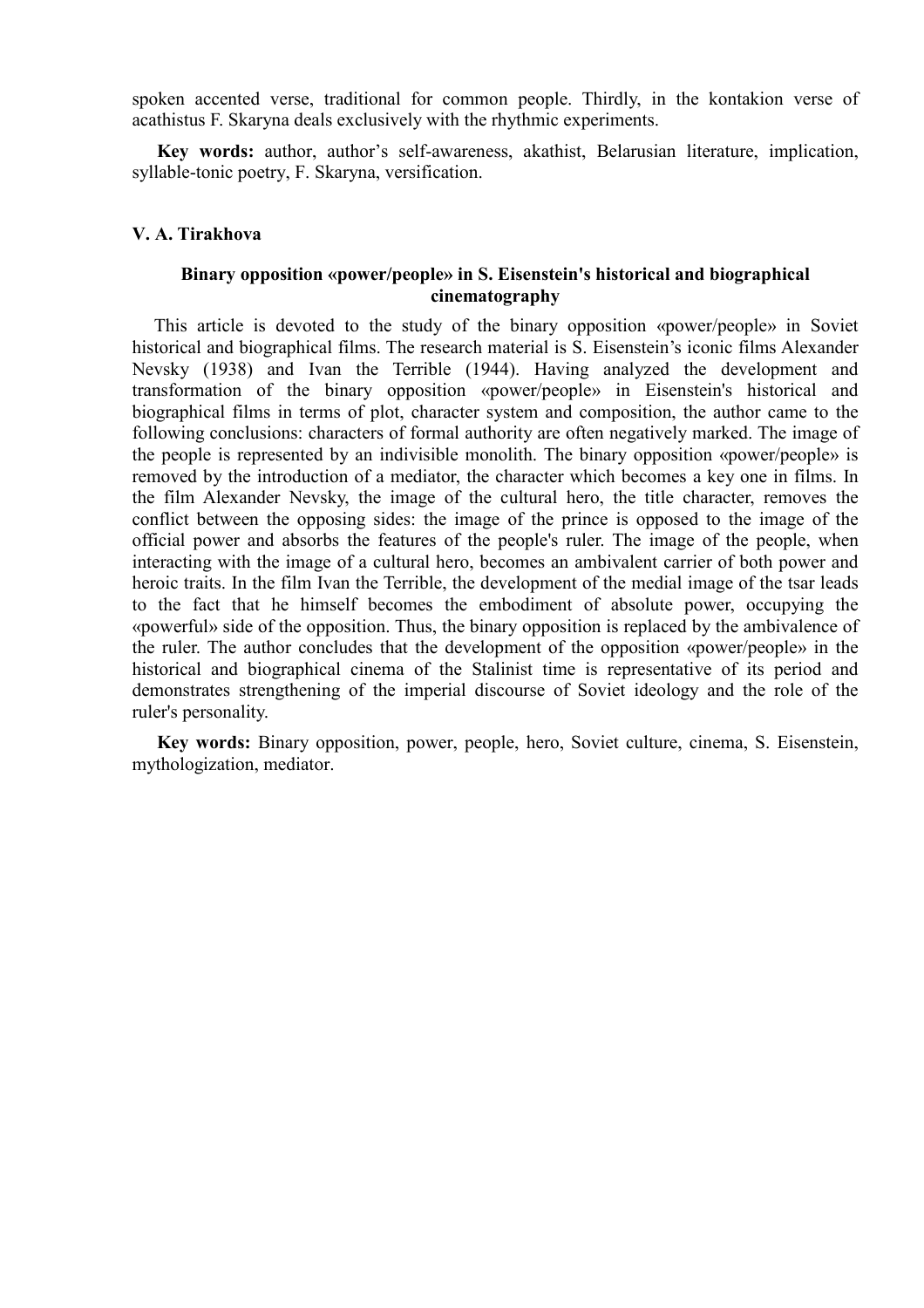spoken accented verse, traditional for common people. Thirdly, in the kontakion verse of acathistus F. Skaryna deals exclusively with the rhythmic experiments.

**Key words:** author, author's self-awareness, akathist, Belarusian literature, implication, syllable-tonic poetry, F. Skaryna, versification.

**V. A. Tirakhova**

### Binary opposition «power/people» in S. Eisenstein's historical and biographical cinematography

This article is devoted to the study of the binary opposition «power/people» in Soviet historical and biographical films. The research material is S. Eisenstein's iconic films Alexander Nevsky (1938) and Ivan the Terrible (1944). Having analyzed the development and transformation of the binary opposition «power/people» in Eisenstein's historical and biographical films in terms of plot, character system and composition, the author came to the following conclusions: characters of formal authority are often negatively marked. The image of the people is represented by an indivisible monolith. The binary opposition «power/people» is removed by the introduction of a mediator, the character which becomes a key one in films. In the film Alexander Nevsky, the image of the cultural hero, the title character, removes the conflict between the opposing sides: the image of the prince is opposed to the image of the official power and absorbs the features of the people's ruler. The image of the people, when interacting with the image of a cultural hero, becomes an ambivalent carrier of both power and heroic traits. In the film Ivan the Terrible, the development of the medial image of the tsar leads to the fact that he himself becomes the embodiment of absolute power, occupying the «powerful» side of the opposition. Thus, the binary opposition is replaced by the ambivalence of the ruler. The author concludes that the development of the opposition «power/people» in the historical and biographical cinema of the Stalinist time is representative of its period and demonstrates strengthening of the imperial discourse of Soviet ideology and the role of the ruler's personality.

**Key words:** Binary opposition, power, people, hero, Soviet culture, cinema, S. Eisenstein, mythologization, mediator.